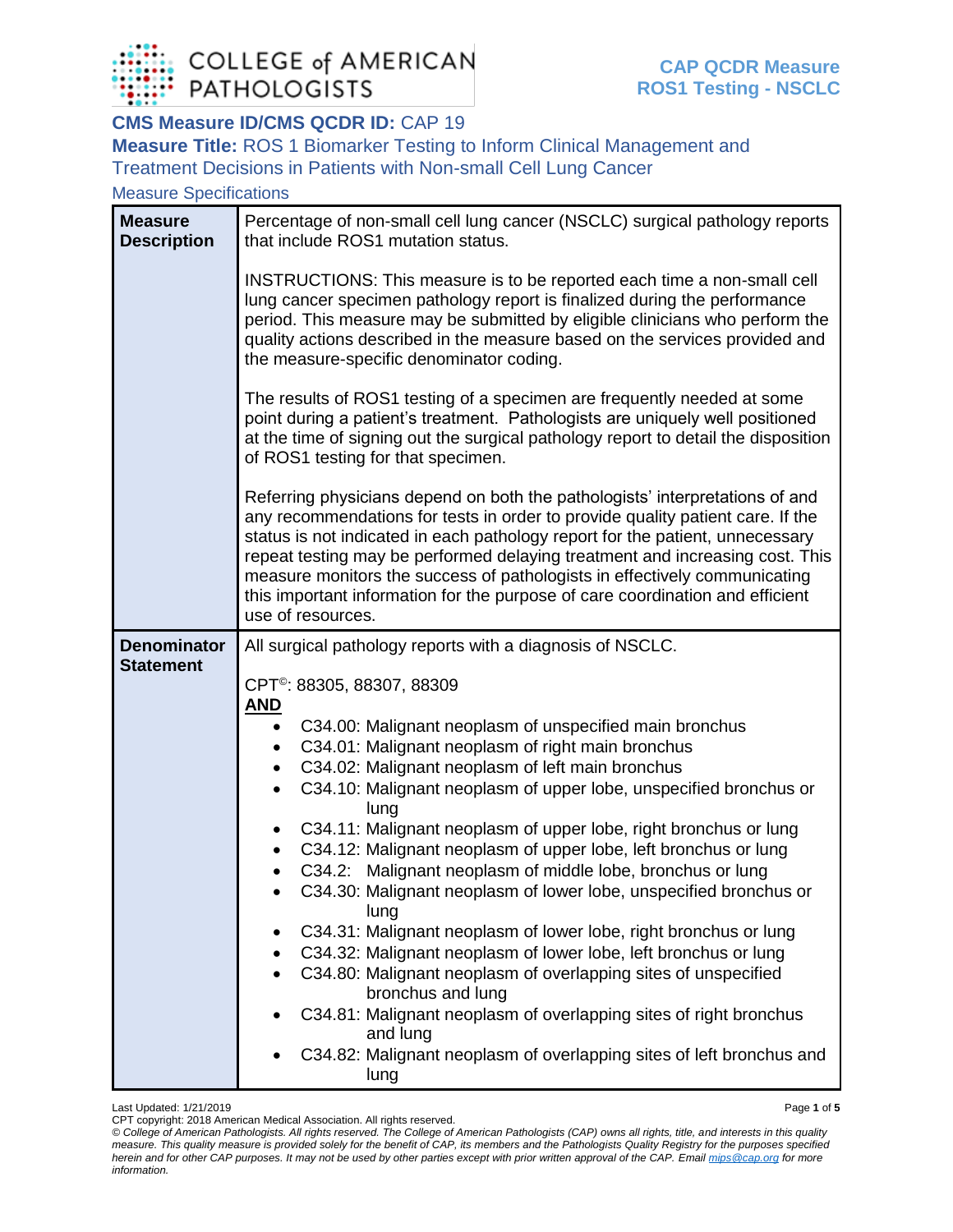# CAP QCDR Measure ROS1 Testing - NSCLC

**CMS Measure ID/CMS QCDR ID:** CAP 19

**Measure Title:** ROS 1 Biomarker Testing to Inform Clinical Management and Treatment Decisions in Patients with Non-small Cell Lung Cancer

## Measure Specifications

| | |
|---|---|
| **Measure Description** | Percentage of non-small cell lung cancer (NSCLC) surgical pathology reports that include ROS1 mutation status.<br><br>INSTRUCTIONS: This measure is to be reported each time a non-small cell lung cancer specimen pathology report is finalized during the performance period. This measure may be submitted by eligible clinicians who perform the quality actions described in the measure based on the services provided and the measure-specific denominator coding.<br><br>The results of ROS1 testing of a specimen are frequently needed at some point during a patient's treatment. Pathologists are uniquely well positioned at the time of signing out the surgical pathology report to detail the disposition of ROS1 testing for that specimen.<br><br>Referring physicians depend on both the pathologists' interpretations of and any recommendations for tests in order to provide quality patient care. If the status is not indicated in each pathology report for the patient, unnecessary repeat testing may be performed delaying treatment and increasing cost. This measure monitors the success of pathologists in effectively communicating this important information for the purpose of care coordination and efficient use of resources. |
| **Denominator Statement** | All surgical pathology reports with a diagnosis of NSCLC.<br><br>CPT©: 88305, 88307, 88309<br>**AND**<br>• C34.00: Malignant neoplasm of unspecified main bronchus<br>• C34.01: Malignant neoplasm of right main bronchus<br>• C34.02: Malignant neoplasm of left main bronchus<br>• C34.10: Malignant neoplasm of upper lobe, unspecified bronchus or lung<br>• C34.11: Malignant neoplasm of upper lobe, right bronchus or lung<br>• C34.12: Malignant neoplasm of upper lobe, left bronchus or lung<br>• C34.2: Malignant neoplasm of middle lobe, bronchus or lung<br>• C34.30: Malignant neoplasm of lower lobe, unspecified bronchus or lung<br>• C34.31: Malignant neoplasm of lower lobe, right bronchus or lung<br>• C34.32: Malignant neoplasm of lower lobe, left bronchus or lung<br>• C34.80: Malignant neoplasm of overlapping sites of unspecified bronchus and lung<br>• C34.81: Malignant neoplasm of overlapping sites of right bronchus and lung<br>• C34.82: Malignant neoplasm of overlapping sites of left bronchus and lung |

Last Updated: 1/21/2019

CPT copyright: 2018 American Medical Association. All rights reserved.

*© College of American Pathologists. All rights reserved. The College of American Pathologists (CAP) owns all rights, title, and interests in this quality measure. This quality measure is provided solely for the benefit of CAP, its members and the Pathologists Quality Registry for the purposes specified herein and for other CAP purposes. It may not be used by other parties except with prior written approval of the CAP. Email mips@cap.org for more information.*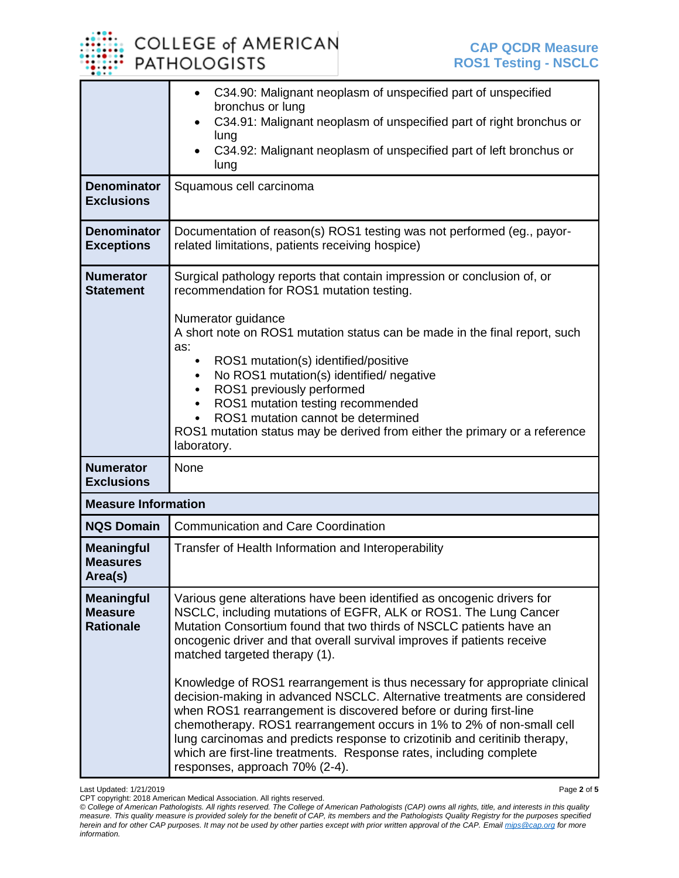| | |
|---|---|
| | • C34.90: Malignant neoplasm of unspecified part of unspecified bronchus or lung<br>• C34.91: Malignant neoplasm of unspecified part of right bronchus or lung<br>• C34.92: Malignant neoplasm of unspecified part of left bronchus or lung |
| **Denominator Exclusions** | Squamous cell carcinoma |
| **Denominator Exceptions** | Documentation of reason(s) ROS1 testing was not performed (eg., payor-related limitations, patients receiving hospice) |
| **Numerator Statement** | Surgical pathology reports that contain impression or conclusion of, or recommendation for ROS1 mutation testing.<br><br>Numerator guidance<br>A short note on ROS1 mutation status can be made in the final report, such as:<br>• ROS1 mutation(s) identified/positive<br>• No ROS1 mutation(s) identified/ negative<br>• ROS1 previously performed<br>• ROS1 mutation testing recommended<br>• ROS1 mutation cannot be determined<br>ROS1 mutation status may be derived from either the primary or a reference laboratory. |
| **Numerator Exclusions** | None |
| **Measure Information** | |
| **NQS Domain** | Communication and Care Coordination |
| **Meaningful Measures Area(s)** | Transfer of Health Information and Interoperability |
| **Meaningful Measure Rationale** | Various gene alterations have been identified as oncogenic drivers for NSCLC, including mutations of EGFR, ALK or ROS1. The Lung Cancer Mutation Consortium found that two thirds of NSCLC patients have an oncogenic driver and that overall survival improves if patients receive matched targeted therapy (1).<br><br>Knowledge of ROS1 rearrangement is thus necessary for appropriate clinical decision-making in advanced NSCLC. Alternative treatments are considered when ROS1 rearrangement is discovered before or during first-line chemotherapy. ROS1 rearrangement occurs in 1% to 2% of non-small cell lung carcinomas and predicts response to crizotinib and ceritinib therapy, which are first-line treatments. Response rates, including complete responses, approach 70% (2-4). |

Last Updated: 1/21/2019

CPT copyright: 2018 American Medical Association. All rights reserved.

*© College of American Pathologists. All rights reserved. The College of American Pathologists (CAP) owns all rights, title, and interests in this quality measure. This quality measure is provided solely for the benefit of CAP, its members and the Pathologists Quality Registry for the purposes specified herein and for other CAP purposes. It may not be used by other parties except with prior written approval of the CAP. Email mips@cap.org for more information.*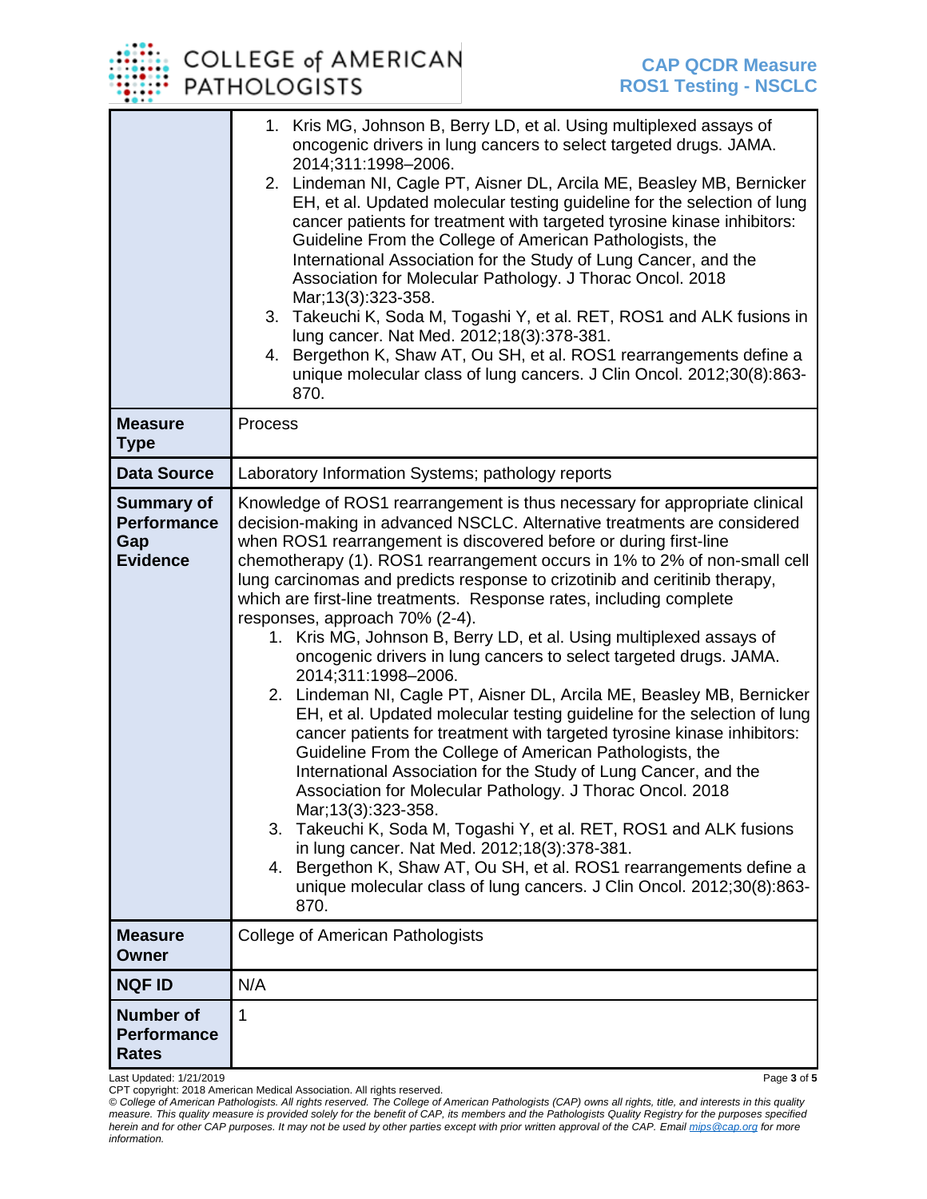| | |
|---|---|
| | 1. Kris MG, Johnson B, Berry LD, et al. Using multiplexed assays of oncogenic drivers in lung cancers to select targeted drugs. JAMA. 2014;311:1998–2006.<br>2. Lindeman NI, Cagle PT, Aisner DL, Arcila ME, Beasley MB, Bernicker EH, et al. Updated molecular testing guideline for the selection of lung cancer patients for treatment with targeted tyrosine kinase inhibitors: Guideline From the College of American Pathologists, the International Association for the Study of Lung Cancer, and the Association for Molecular Pathology. J Thorac Oncol. 2018 Mar;13(3):323-358.<br>3. Takeuchi K, Soda M, Togashi Y, et al. RET, ROS1 and ALK fusions in lung cancer. Nat Med. 2012;18(3):378-381.<br>4. Bergethon K, Shaw AT, Ou SH, et al. ROS1 rearrangements define a unique molecular class of lung cancers. J Clin Oncol. 2012;30(8):863-870. |
| **Measure Type** | Process |
| **Data Source** | Laboratory Information Systems; pathology reports |
| **Summary of Performance Gap Evidence** | Knowledge of ROS1 rearrangement is thus necessary for appropriate clinical decision-making in advanced NSCLC. Alternative treatments are considered when ROS1 rearrangement is discovered before or during first-line chemotherapy (1). ROS1 rearrangement occurs in 1% to 2% of non-small cell lung carcinomas and predicts response to crizotinib and ceritinib therapy, which are first-line treatments. Response rates, including complete responses, approach 70% (2-4).<br>1. Kris MG, Johnson B, Berry LD, et al. Using multiplexed assays of oncogenic drivers in lung cancers to select targeted drugs. JAMA. 2014;311:1998–2006.<br>2. Lindeman NI, Cagle PT, Aisner DL, Arcila ME, Beasley MB, Bernicker EH, et al. Updated molecular testing guideline for the selection of lung cancer patients for treatment with targeted tyrosine kinase inhibitors: Guideline From the College of American Pathologists, the International Association for the Study of Lung Cancer, and the Association for Molecular Pathology. J Thorac Oncol. 2018 Mar;13(3):323-358.<br>3. Takeuchi K, Soda M, Togashi Y, et al. RET, ROS1 and ALK fusions in lung cancer. Nat Med. 2012;18(3):378-381.<br>4. Bergethon K, Shaw AT, Ou SH, et al. ROS1 rearrangements define a unique molecular class of lung cancers. J Clin Oncol. 2012;30(8):863-870. |
| **Measure Owner** | College of American Pathologists |
| **NQF ID** | N/A |
| **Number of Performance Rates** | 1 |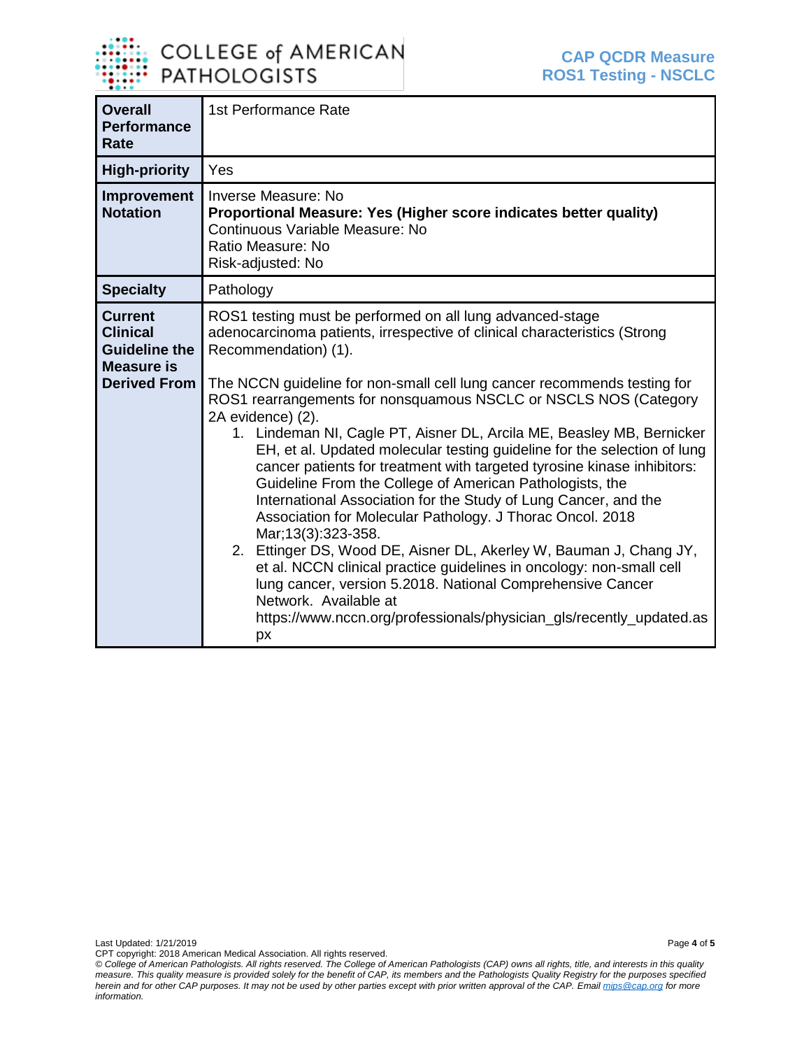| | |
|---|---|
| **Overall Performance Rate** | 1st Performance Rate |
| **High-priority** | Yes |
| **Improvement Notation** | Inverse Measure: No<br>**Proportional Measure: Yes (Higher score indicates better quality)**<br>Continuous Variable Measure: No<br>Ratio Measure: No<br>Risk-adjusted: No |
| **Specialty** | Pathology |
| **Current Clinical Guideline the Measure is Derived From** | ROS1 testing must be performed on all lung advanced-stage adenocarcinoma patients, irrespective of clinical characteristics (Strong Recommendation) (1).<br><br>The NCCN guideline for non-small cell lung cancer recommends testing for ROS1 rearrangements for nonsquamous NSCLC or NSCLS NOS (Category 2A evidence) (2).<br>1. Lindeman NI, Cagle PT, Aisner DL, Arcila ME, Beasley MB, Bernicker EH, et al. Updated molecular testing guideline for the selection of lung cancer patients for treatment with targeted tyrosine kinase inhibitors: Guideline From the College of American Pathologists, the International Association for the Study of Lung Cancer, and the Association for Molecular Pathology. J Thorac Oncol. 2018 Mar;13(3):323-358.<br>2. Ettinger DS, Wood DE, Aisner DL, Akerley W, Bauman J, Chang JY, et al. NCCN clinical practice guidelines in oncology: non-small cell lung cancer, version 5.2018. National Comprehensive Cancer Network. Available at https://www.nccn.org/professionals/physician_gls/recently_updated.aspx |

Last Updated: 1/21/2019

CPT copyright: 2018 American Medical Association. All rights reserved.

*© College of American Pathologists. All rights reserved. The College of American Pathologists (CAP) owns all rights, title, and interests in this quality measure. This quality measure is provided solely for the benefit of CAP, its members and the Pathologists Quality Registry for the purposes specified herein and for other CAP purposes. It may not be used by other parties except with prior written approval of the CAP. Email mips@cap.org for more information.*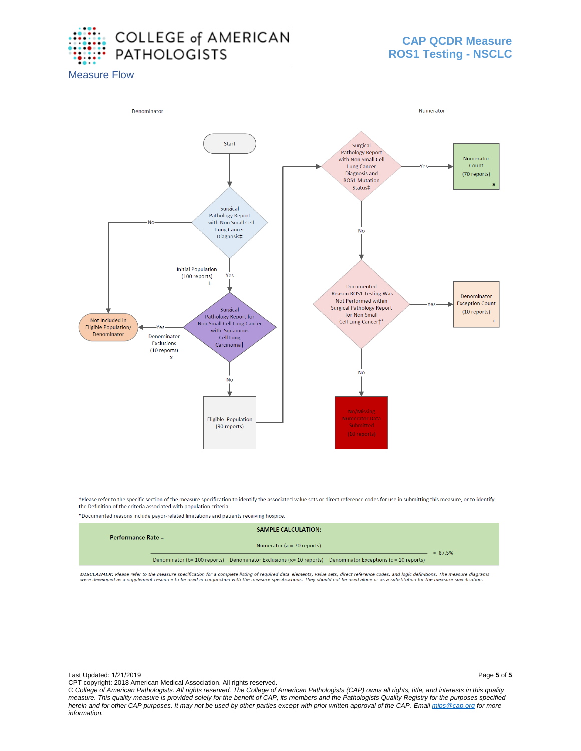# CAP QCDR Measure ROS1 Testing - NSCLC

## Measure Flow

Denominator

Numerator

Start

Surgical Pathology Report with Non Small Cell Lung Cancer Diagnosis‡

No

Not Included in Eligible Population/ Denominator

Initial Population (100 reports) b

Yes

Surgical Pathology Report for Non Small Cell Lung Cancer with Squamous Cell Lung Carcinoma‡

Yes

Denominator Exclusions (10 reports) x

No

Eligible Population (90 reports)

Surgical Pathology Report with Non Small Cell Lung Cancer Diagnosis and ROS1 Mutation Status‡

Yes

Numerator Count (70 reports) a

No

Documented Reason ROS1 Testing Was Not Performed within Surgical Pathology Report for Non Small Cell Lung Cancer‡*

Yes

Denominator Exception Count (10 reports) c

No

No/Missing Numerator Data Submitted (10 reports)

‡Please refer to the specific section of the measure specification to identify the associated value sets or direct reference codes for use in submitting this measure, or to identify the Definition of the criteria associated with population criteria.

*Documented reasons include payor-related limitations and patients receiving hospice.

**SAMPLE CALCULATION:**

**Performance Rate =**

$$\frac{\text{Numerator (a = 70 reports)}}{\text{Denominator (b= 100 reports) – Denominator Exclusions (x= 10 reports) – Denominator Exceptions (c = 10 reports)}} = 87.5\%$$

***DISCLAIMER:*** *Please refer to the measure specification for a complete listing of required data elements, value sets, direct reference codes, and logic definitions. The measure diagrams were developed as a supplement resource to be used in conjunction with the measure specifications. They should not be used alone or as a substitution for the measure specification.*

Last Updated: 1/21/2019

CPT copyright: 2018 American Medical Association. All rights reserved.

*© College of American Pathologists. All rights reserved. The College of American Pathologists (CAP) owns all rights, title, and interests in this quality measure. This quality measure is provided solely for the benefit of CAP, its members and the Pathologists Quality Registry for the purposes specified herein and for other CAP purposes. It may not be used by other parties except with prior written approval of the CAP. Email mips@cap.org for more information.*